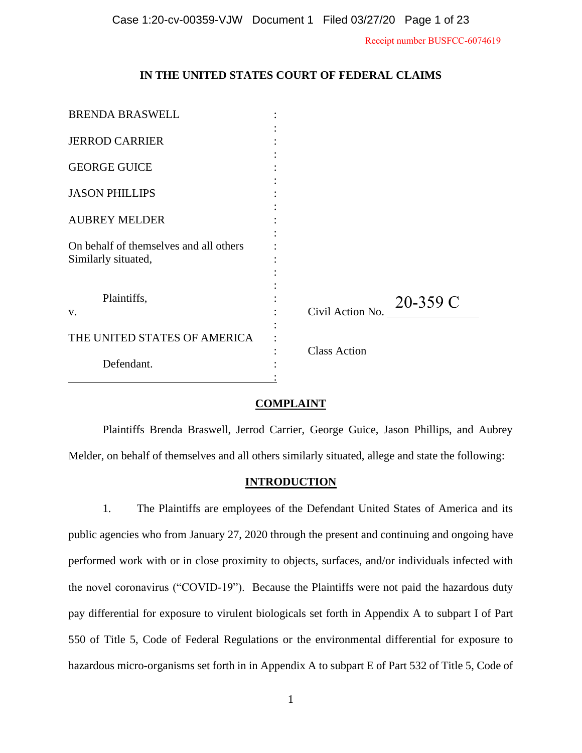Receipt number BUSFCC-6074619

**IN THE UNITED STATES COURT OF FEDERAL CLAIMS**

| | |
|---|---|
| BRENDA BRASWELL | |
| JERROD CARRIER | |
| GEORGE GUICE | |
| JASON PHILLIPS | |
| AUBREY MELDER | |
| On behalf of themselves and all others Similarly situated, | |
| Plaintiffs, | |
| v. | Civil Action No. 20-359 C |
| THE UNITED STATES OF AMERICA | Class Action |
| Defendant. | |

## COMPLAINT

Plaintiffs Brenda Braswell, Jerrod Carrier, George Guice, Jason Phillips, and Aubrey Melder, on behalf of themselves and all others similarly situated, allege and state the following:

## INTRODUCTION

1. The Plaintiffs are employees of the Defendant United States of America and its public agencies who from January 27, 2020 through the present and continuing and ongoing have performed work with or in close proximity to objects, surfaces, and/or individuals infected with the novel coronavirus ("COVID-19"). Because the Plaintiffs were not paid the hazardous duty pay differential for exposure to virulent biologicals set forth in Appendix A to subpart I of Part 550 of Title 5, Code of Federal Regulations or the environmental differential for exposure to hazardous micro-organisms set forth in in Appendix A to subpart E of Part 532 of Title 5, Code of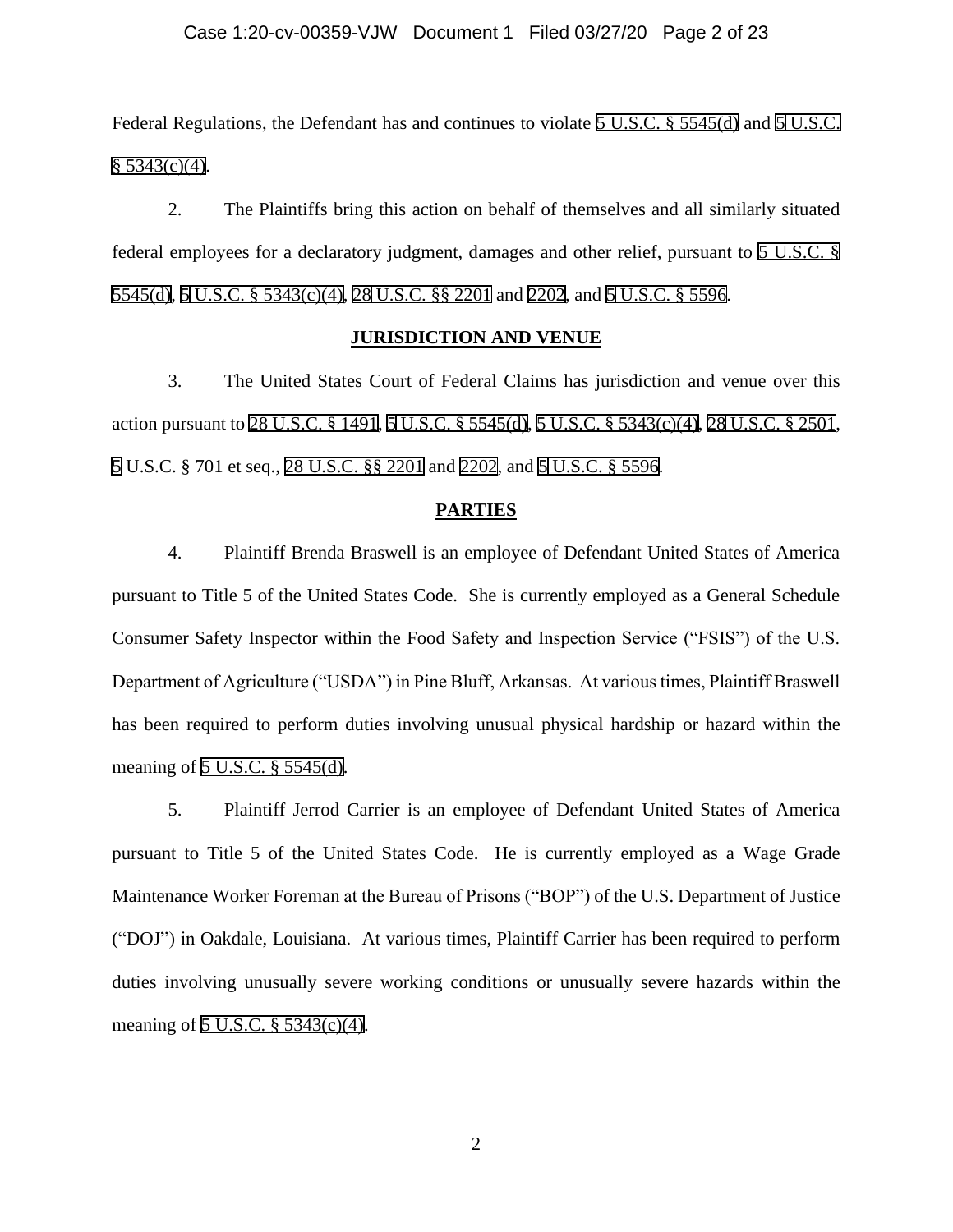Federal Regulations, the Defendant has and continues to violate 5 U.S.C. § 5545(d) and 5 U.S.C. § 5343(c)(4).

2. The Plaintiffs bring this action on behalf of themselves and all similarly situated federal employees for a declaratory judgment, damages and other relief, pursuant to 5 U.S.C. § 5545(d), 5 U.S.C. § 5343(c)(4), 28 U.S.C. §§ 2201 and 2202, and 5 U.S.C. § 5596.

**JURISDICTION AND VENUE**

3. The United States Court of Federal Claims has jurisdiction and venue over this action pursuant to 28 U.S.C. § 1491, 5 U.S.C. § 5545(d), 5 U.S.C. § 5343(c)(4), 28 U.S.C. § 2501, 5 U.S.C. § 701 et seq., 28 U.S.C. §§ 2201 and 2202, and 5 U.S.C. § 5596.

**PARTIES**

4. Plaintiff Brenda Braswell is an employee of Defendant United States of America pursuant to Title 5 of the United States Code. She is currently employed as a General Schedule Consumer Safety Inspector within the Food Safety and Inspection Service ("FSIS") of the U.S. Department of Agriculture ("USDA") in Pine Bluff, Arkansas. At various times, Plaintiff Braswell has been required to perform duties involving unusual physical hardship or hazard within the meaning of 5 U.S.C. § 5545(d).

5. Plaintiff Jerrod Carrier is an employee of Defendant United States of America pursuant to Title 5 of the United States Code. He is currently employed as a Wage Grade Maintenance Worker Foreman at the Bureau of Prisons ("BOP") of the U.S. Department of Justice ("DOJ") in Oakdale, Louisiana. At various times, Plaintiff Carrier has been required to perform duties involving unusually severe working conditions or unusually severe hazards within the meaning of 5 U.S.C. § 5343(c)(4).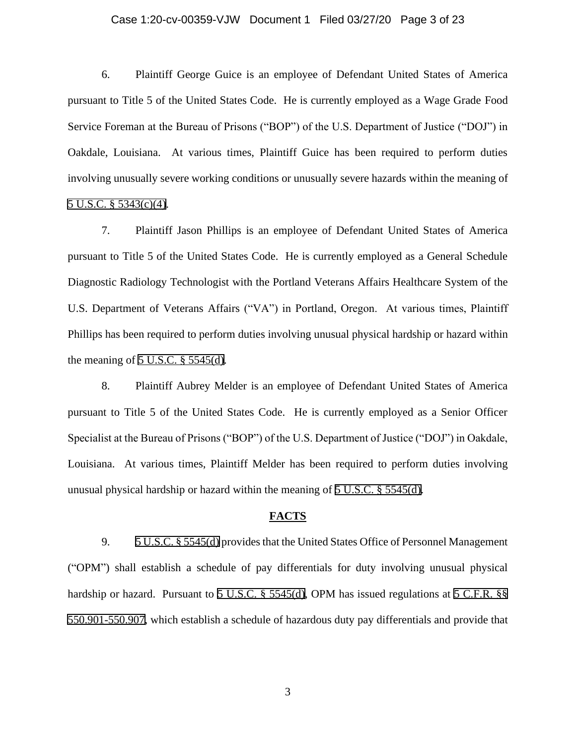6. Plaintiff George Guice is an employee of Defendant United States of America pursuant to Title 5 of the United States Code. He is currently employed as a Wage Grade Food Service Foreman at the Bureau of Prisons ("BOP") of the U.S. Department of Justice ("DOJ") in Oakdale, Louisiana. At various times, Plaintiff Guice has been required to perform duties involving unusually severe working conditions or unusually severe hazards within the meaning of 5 U.S.C. § 5343(c)(4).

7. Plaintiff Jason Phillips is an employee of Defendant United States of America pursuant to Title 5 of the United States Code. He is currently employed as a General Schedule Diagnostic Radiology Technologist with the Portland Veterans Affairs Healthcare System of the U.S. Department of Veterans Affairs ("VA") in Portland, Oregon. At various times, Plaintiff Phillips has been required to perform duties involving unusual physical hardship or hazard within the meaning of 5 U.S.C. § 5545(d).

8. Plaintiff Aubrey Melder is an employee of Defendant United States of America pursuant to Title 5 of the United States Code. He is currently employed as a Senior Officer Specialist at the Bureau of Prisons ("BOP") of the U.S. Department of Justice ("DOJ") in Oakdale, Louisiana. At various times, Plaintiff Melder has been required to perform duties involving unusual physical hardship or hazard within the meaning of 5 U.S.C. § 5545(d).

## FACTS

9. 5 U.S.C. § 5545(d) provides that the United States Office of Personnel Management ("OPM") shall establish a schedule of pay differentials for duty involving unusual physical hardship or hazard. Pursuant to 5 U.S.C. § 5545(d), OPM has issued regulations at 5 C.F.R. §§ 550.901-550.907, which establish a schedule of hazardous duty pay differentials and provide that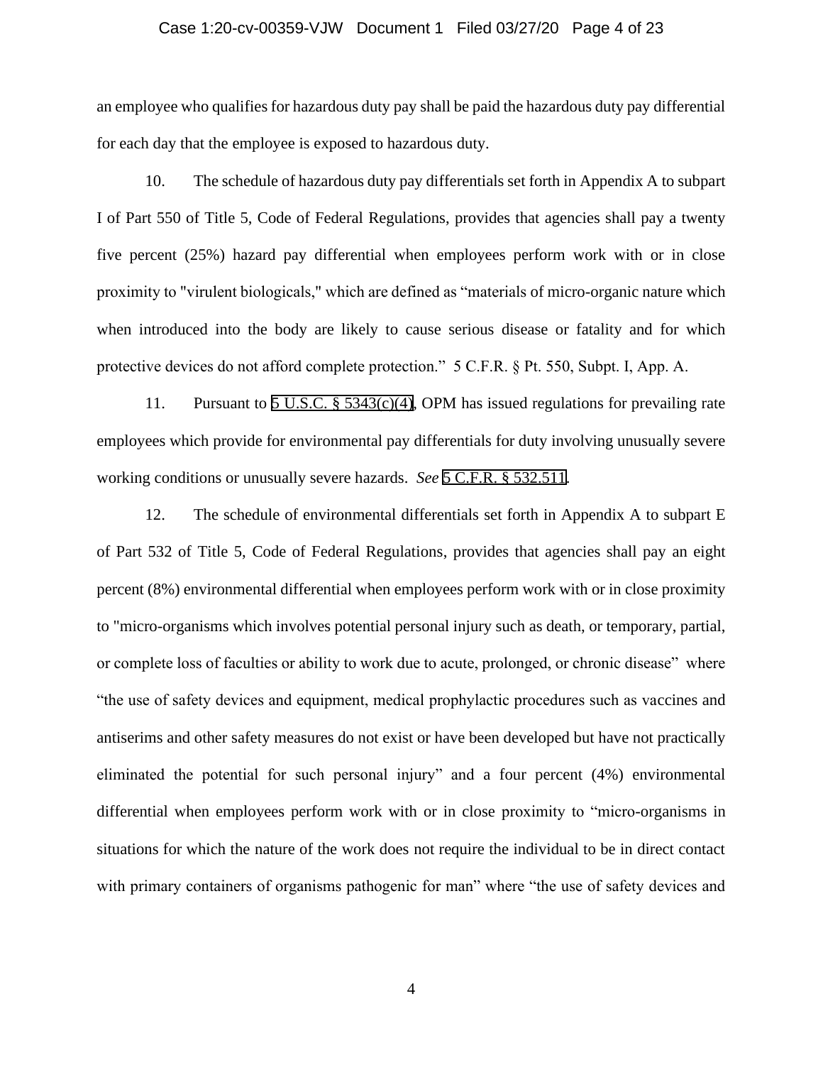an employee who qualifies for hazardous duty pay shall be paid the hazardous duty pay differential for each day that the employee is exposed to hazardous duty.

10. The schedule of hazardous duty pay differentials set forth in Appendix A to subpart I of Part 550 of Title 5, Code of Federal Regulations, provides that agencies shall pay a twenty five percent (25%) hazard pay differential when employees perform work with or in close proximity to "virulent biologicals," which are defined as "materials of micro-organic nature which when introduced into the body are likely to cause serious disease or fatality and for which protective devices do not afford complete protection." 5 C.F.R. § Pt. 550, Subpt. I, App. A.

11. Pursuant to 5 U.S.C. § 5343(c)(4), OPM has issued regulations for prevailing rate employees which provide for environmental pay differentials for duty involving unusually severe working conditions or unusually severe hazards. *See* 5 C.F.R. § 532.511.

12. The schedule of environmental differentials set forth in Appendix A to subpart E of Part 532 of Title 5, Code of Federal Regulations, provides that agencies shall pay an eight percent (8%) environmental differential when employees perform work with or in close proximity to "micro-organisms which involves potential personal injury such as death, or temporary, partial, or complete loss of faculties or ability to work due to acute, prolonged, or chronic disease" where "the use of safety devices and equipment, medical prophylactic procedures such as vaccines and antiserims and other safety measures do not exist or have been developed but have not practically eliminated the potential for such personal injury" and a four percent (4%) environmental differential when employees perform work with or in close proximity to "micro-organisms in situations for which the nature of the work does not require the individual to be in direct contact with primary containers of organisms pathogenic for man" where "the use of safety devices and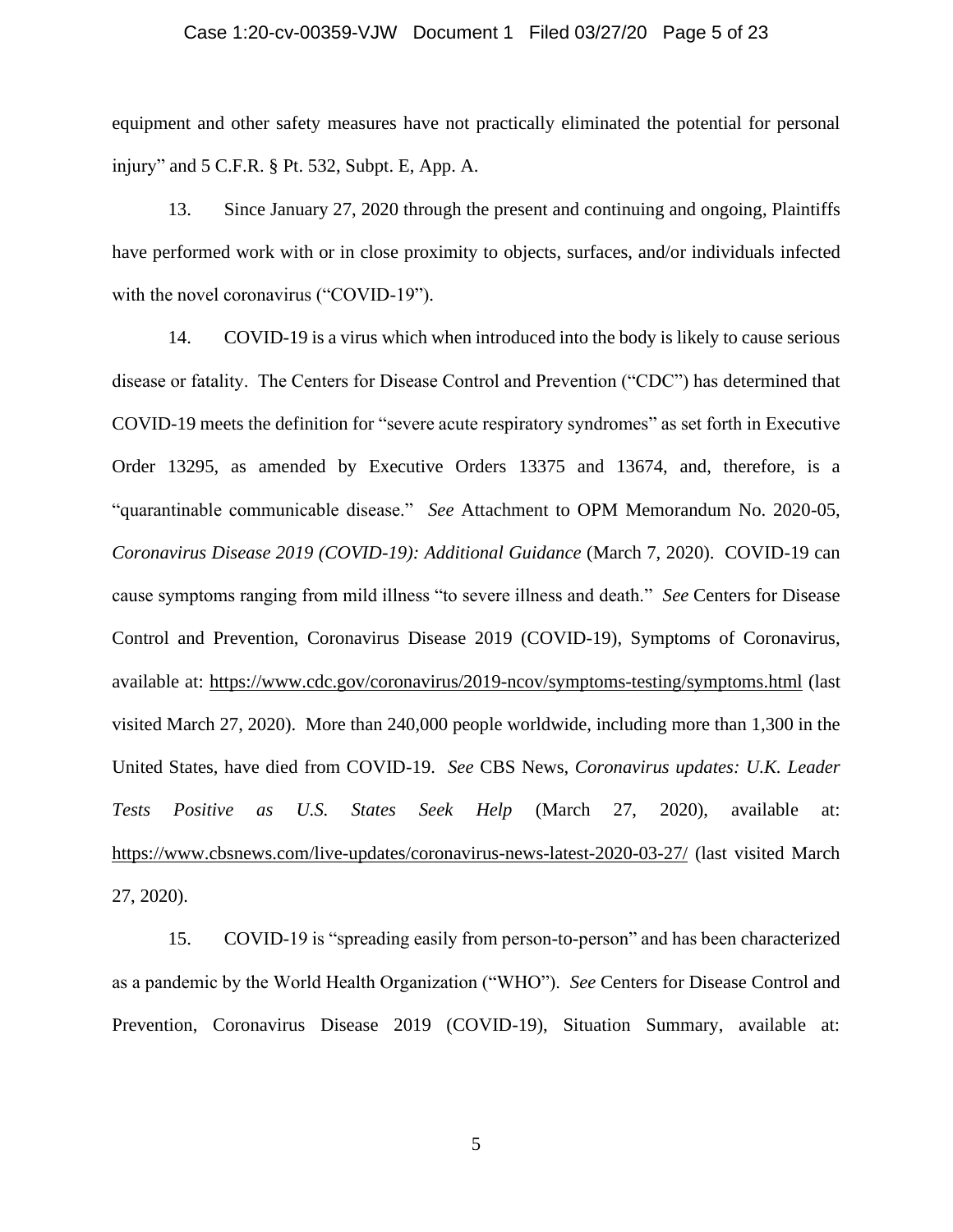equipment and other safety measures have not practically eliminated the potential for personal injury" and 5 C.F.R. § Pt. 532, Subpt. E, App. A.

13. Since January 27, 2020 through the present and continuing and ongoing, Plaintiffs have performed work with or in close proximity to objects, surfaces, and/or individuals infected with the novel coronavirus ("COVID-19").

14. COVID-19 is a virus which when introduced into the body is likely to cause serious disease or fatality. The Centers for Disease Control and Prevention ("CDC") has determined that COVID-19 meets the definition for "severe acute respiratory syndromes" as set forth in Executive Order 13295, as amended by Executive Orders 13375 and 13674, and, therefore, is a "quarantinable communicable disease." *See* Attachment to OPM Memorandum No. 2020-05, *Coronavirus Disease 2019 (COVID-19): Additional Guidance* (March 7, 2020). COVID-19 can cause symptoms ranging from mild illness "to severe illness and death." *See* Centers for Disease Control and Prevention, Coronavirus Disease 2019 (COVID-19), Symptoms of Coronavirus, available at: https://www.cdc.gov/coronavirus/2019-ncov/symptoms-testing/symptoms.html (last visited March 27, 2020). More than 240,000 people worldwide, including more than 1,300 in the United States, have died from COVID-19. *See* CBS News, *Coronavirus updates: U.K. Leader Tests Positive as U.S. States Seek Help* (March 27, 2020), available at: https://www.cbsnews.com/live-updates/coronavirus-news-latest-2020-03-27/ (last visited March 27, 2020).

15. COVID-19 is "spreading easily from person-to-person" and has been characterized as a pandemic by the World Health Organization ("WHO"). *See* Centers for Disease Control and Prevention, Coronavirus Disease 2019 (COVID-19), Situation Summary, available at: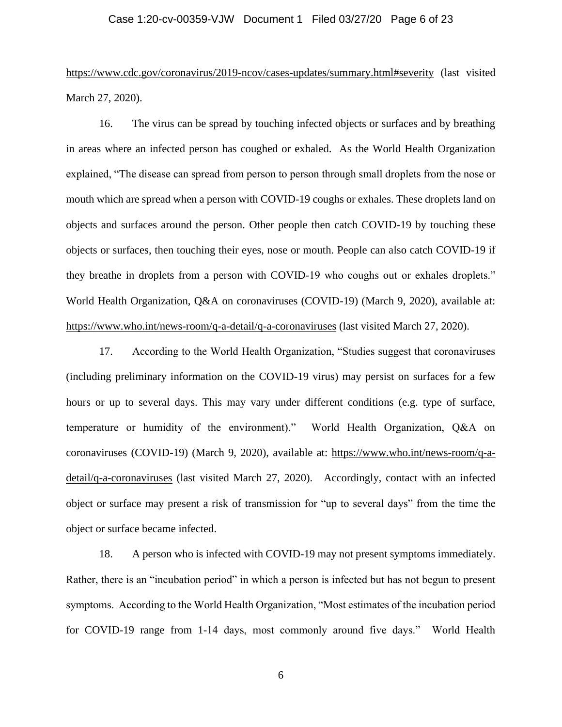https://www.cdc.gov/coronavirus/2019-ncov/cases-updates/summary.html#severity (last visited March 27, 2020).

16. The virus can be spread by touching infected objects or surfaces and by breathing in areas where an infected person has coughed or exhaled. As the World Health Organization explained, "The disease can spread from person to person through small droplets from the nose or mouth which are spread when a person with COVID-19 coughs or exhales. These droplets land on objects and surfaces around the person. Other people then catch COVID-19 by touching these objects or surfaces, then touching their eyes, nose or mouth. People can also catch COVID-19 if they breathe in droplets from a person with COVID-19 who coughs out or exhales droplets." World Health Organization, Q&A on coronaviruses (COVID-19) (March 9, 2020), available at: https://www.who.int/news-room/q-a-detail/q-a-coronaviruses (last visited March 27, 2020).

17. According to the World Health Organization, "Studies suggest that coronaviruses (including preliminary information on the COVID-19 virus) may persist on surfaces for a few hours or up to several days. This may vary under different conditions (e.g. type of surface, temperature or humidity of the environment)." World Health Organization, Q&A on coronaviruses (COVID-19) (March 9, 2020), available at: https://www.who.int/news-room/q-a-detail/q-a-coronaviruses (last visited March 27, 2020). Accordingly, contact with an infected object or surface may present a risk of transmission for "up to several days" from the time the object or surface became infected.

18. A person who is infected with COVID-19 may not present symptoms immediately. Rather, there is an "incubation period" in which a person is infected but has not begun to present symptoms. According to the World Health Organization, "Most estimates of the incubation period for COVID-19 range from 1-14 days, most commonly around five days." World Health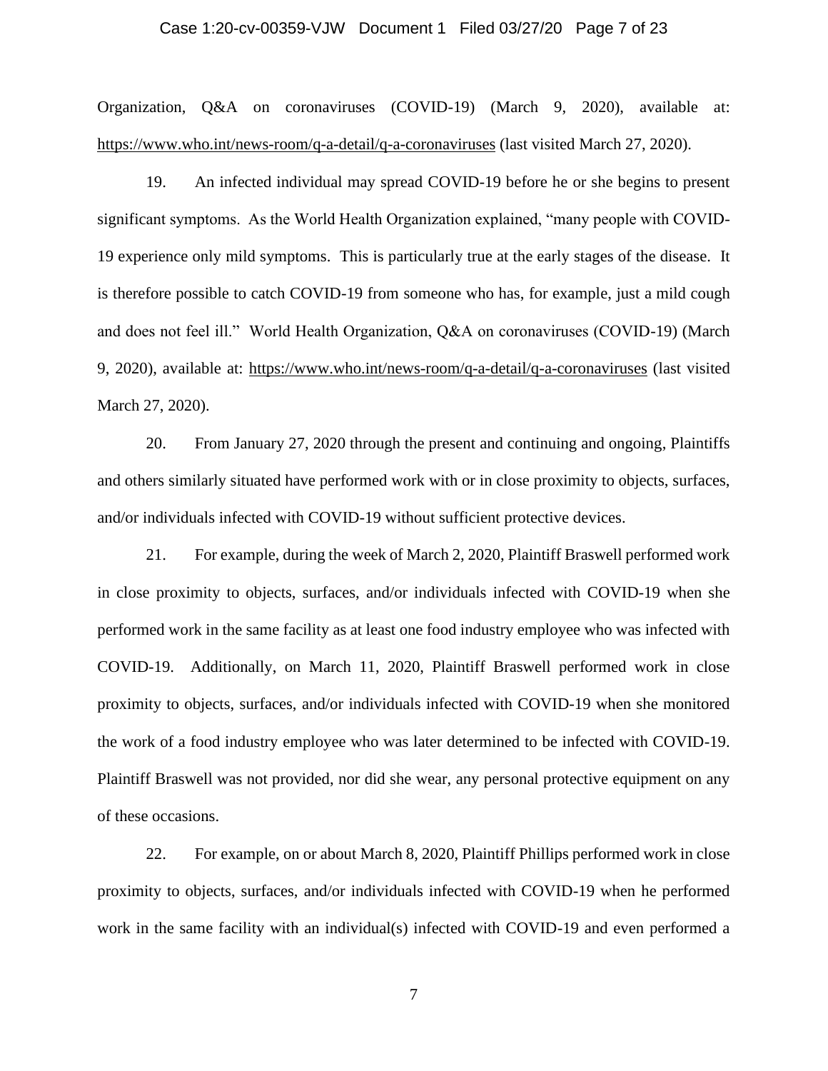Organization, Q&A on coronaviruses (COVID-19) (March 9, 2020), available at: https://www.who.int/news-room/q-a-detail/q-a-coronaviruses (last visited March 27, 2020).

19. An infected individual may spread COVID-19 before he or she begins to present significant symptoms. As the World Health Organization explained, "many people with COVID-19 experience only mild symptoms. This is particularly true at the early stages of the disease. It is therefore possible to catch COVID-19 from someone who has, for example, just a mild cough and does not feel ill." World Health Organization, Q&A on coronaviruses (COVID-19) (March 9, 2020), available at: https://www.who.int/news-room/q-a-detail/q-a-coronaviruses (last visited March 27, 2020).

20. From January 27, 2020 through the present and continuing and ongoing, Plaintiffs and others similarly situated have performed work with or in close proximity to objects, surfaces, and/or individuals infected with COVID-19 without sufficient protective devices.

21. For example, during the week of March 2, 2020, Plaintiff Braswell performed work in close proximity to objects, surfaces, and/or individuals infected with COVID-19 when she performed work in the same facility as at least one food industry employee who was infected with COVID-19. Additionally, on March 11, 2020, Plaintiff Braswell performed work in close proximity to objects, surfaces, and/or individuals infected with COVID-19 when she monitored the work of a food industry employee who was later determined to be infected with COVID-19. Plaintiff Braswell was not provided, nor did she wear, any personal protective equipment on any of these occasions.

22. For example, on or about March 8, 2020, Plaintiff Phillips performed work in close proximity to objects, surfaces, and/or individuals infected with COVID-19 when he performed work in the same facility with an individual(s) infected with COVID-19 and even performed a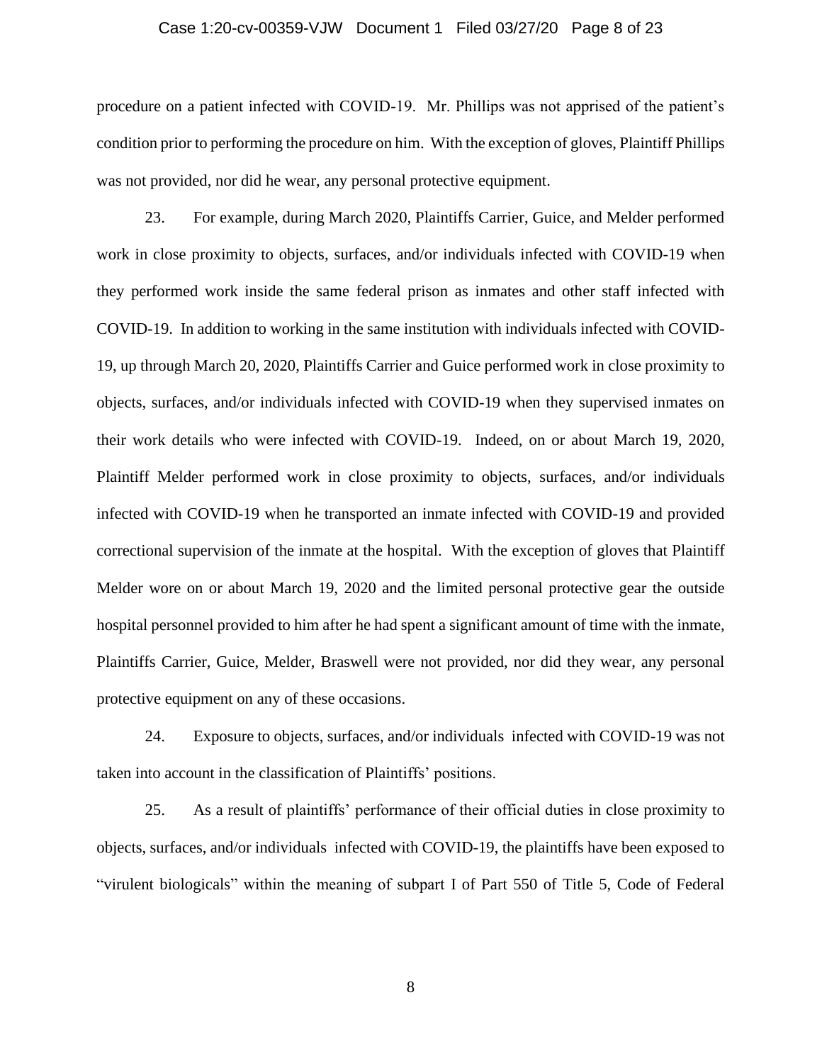procedure on a patient infected with COVID-19. Mr. Phillips was not apprised of the patient's condition prior to performing the procedure on him. With the exception of gloves, Plaintiff Phillips was not provided, nor did he wear, any personal protective equipment.

23. For example, during March 2020, Plaintiffs Carrier, Guice, and Melder performed work in close proximity to objects, surfaces, and/or individuals infected with COVID-19 when they performed work inside the same federal prison as inmates and other staff infected with COVID-19. In addition to working in the same institution with individuals infected with COVID-19, up through March 20, 2020, Plaintiffs Carrier and Guice performed work in close proximity to objects, surfaces, and/or individuals infected with COVID-19 when they supervised inmates on their work details who were infected with COVID-19. Indeed, on or about March 19, 2020, Plaintiff Melder performed work in close proximity to objects, surfaces, and/or individuals infected with COVID-19 when he transported an inmate infected with COVID-19 and provided correctional supervision of the inmate at the hospital. With the exception of gloves that Plaintiff Melder wore on or about March 19, 2020 and the limited personal protective gear the outside hospital personnel provided to him after he had spent a significant amount of time with the inmate, Plaintiffs Carrier, Guice, Melder, Braswell were not provided, nor did they wear, any personal protective equipment on any of these occasions.

24. Exposure to objects, surfaces, and/or individuals infected with COVID-19 was not taken into account in the classification of Plaintiffs' positions.

25. As a result of plaintiffs' performance of their official duties in close proximity to objects, surfaces, and/or individuals infected with COVID-19, the plaintiffs have been exposed to "virulent biologicals" within the meaning of subpart I of Part 550 of Title 5, Code of Federal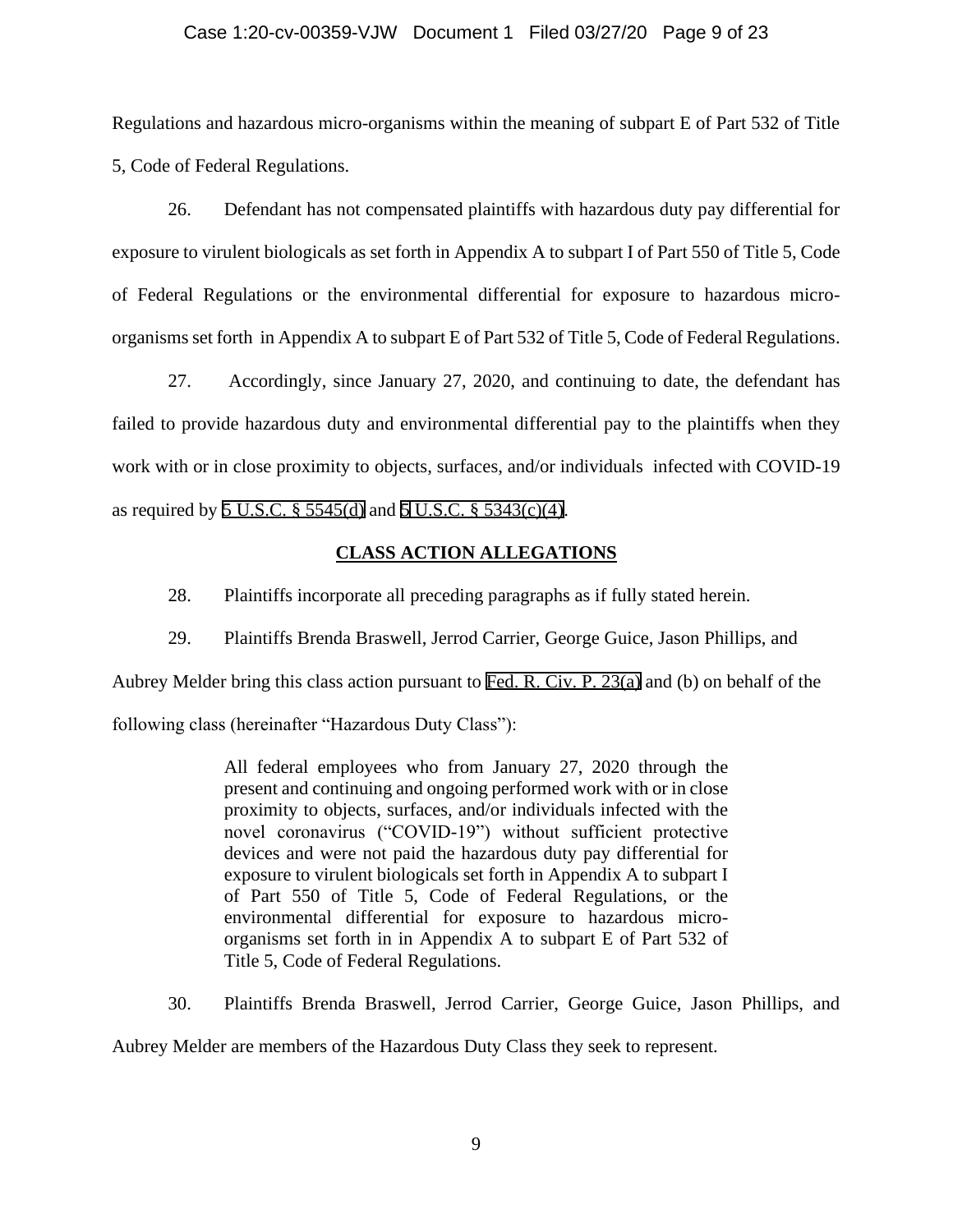Regulations and hazardous micro-organisms within the meaning of subpart E of Part 532 of Title 5, Code of Federal Regulations.

26. Defendant has not compensated plaintiffs with hazardous duty pay differential for exposure to virulent biologicals as set forth in Appendix A to subpart I of Part 550 of Title 5, Code of Federal Regulations or the environmental differential for exposure to hazardous micro-organisms set forth in Appendix A to subpart E of Part 532 of Title 5, Code of Federal Regulations.

27. Accordingly, since January 27, 2020, and continuing to date, the defendant has failed to provide hazardous duty and environmental differential pay to the plaintiffs when they work with or in close proximity to objects, surfaces, and/or individuals infected with COVID-19 as required by 5 U.S.C. § 5545(d) and 5 U.S.C. § 5343(c)(4).

## CLASS ACTION ALLEGATIONS

28. Plaintiffs incorporate all preceding paragraphs as if fully stated herein.

29. Plaintiffs Brenda Braswell, Jerrod Carrier, George Guice, Jason Phillips, and Aubrey Melder bring this class action pursuant to Fed. R. Civ. P. 23(a) and (b) on behalf of the following class (hereinafter "Hazardous Duty Class"):

> All federal employees who from January 27, 2020 through the present and continuing and ongoing performed work with or in close proximity to objects, surfaces, and/or individuals infected with the novel coronavirus ("COVID-19") without sufficient protective devices and were not paid the hazardous duty pay differential for exposure to virulent biologicals set forth in Appendix A to subpart I of Part 550 of Title 5, Code of Federal Regulations, or the environmental differential for exposure to hazardous micro-organisms set forth in in Appendix A to subpart E of Part 532 of Title 5, Code of Federal Regulations.

30. Plaintiffs Brenda Braswell, Jerrod Carrier, George Guice, Jason Phillips, and Aubrey Melder are members of the Hazardous Duty Class they seek to represent.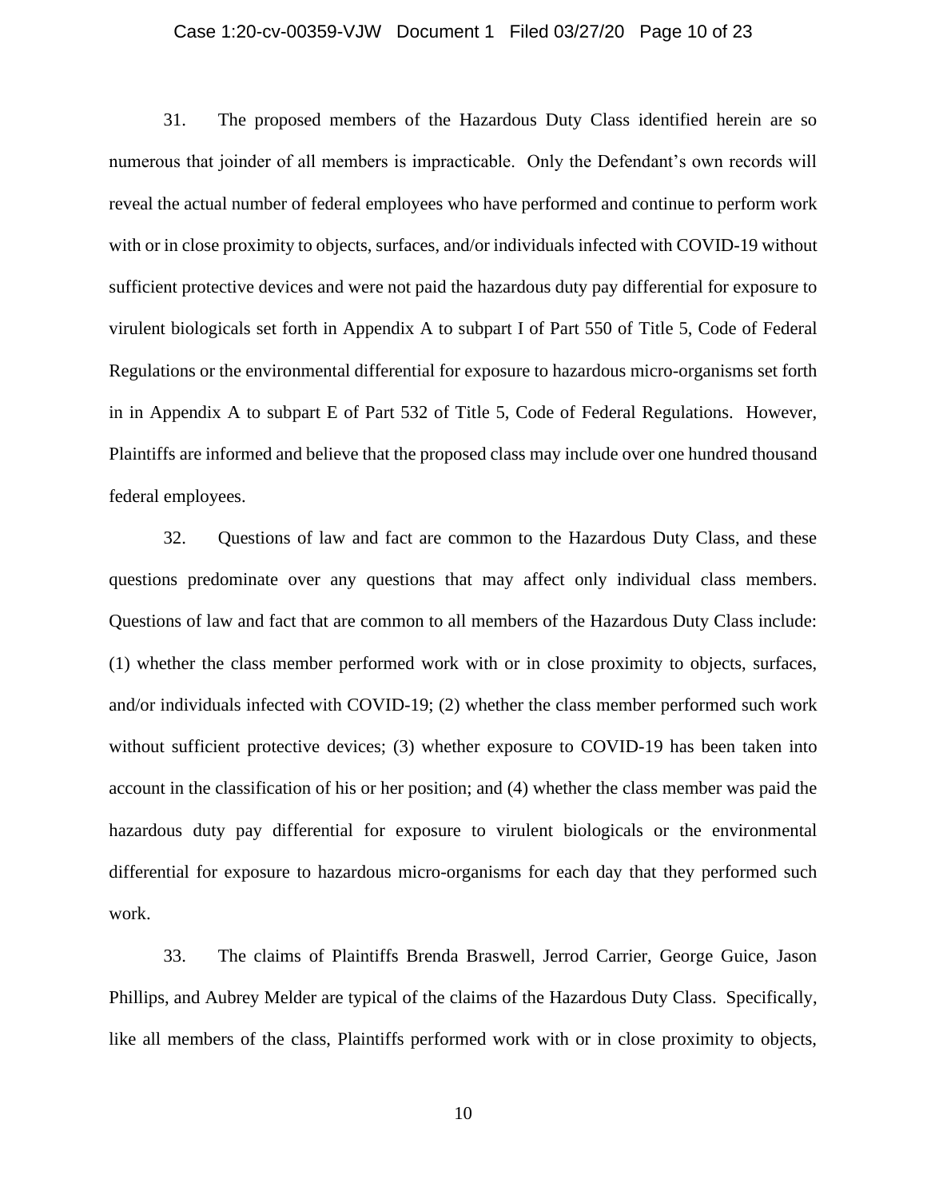31. The proposed members of the Hazardous Duty Class identified herein are so numerous that joinder of all members is impracticable. Only the Defendant's own records will reveal the actual number of federal employees who have performed and continue to perform work with or in close proximity to objects, surfaces, and/or individuals infected with COVID-19 without sufficient protective devices and were not paid the hazardous duty pay differential for exposure to virulent biologicals set forth in Appendix A to subpart I of Part 550 of Title 5, Code of Federal Regulations or the environmental differential for exposure to hazardous micro-organisms set forth in in Appendix A to subpart E of Part 532 of Title 5, Code of Federal Regulations. However, Plaintiffs are informed and believe that the proposed class may include over one hundred thousand federal employees.

32. Questions of law and fact are common to the Hazardous Duty Class, and these questions predominate over any questions that may affect only individual class members. Questions of law and fact that are common to all members of the Hazardous Duty Class include: (1) whether the class member performed work with or in close proximity to objects, surfaces, and/or individuals infected with COVID-19; (2) whether the class member performed such work without sufficient protective devices; (3) whether exposure to COVID-19 has been taken into account in the classification of his or her position; and (4) whether the class member was paid the hazardous duty pay differential for exposure to virulent biologicals or the environmental differential for exposure to hazardous micro-organisms for each day that they performed such work.

33. The claims of Plaintiffs Brenda Braswell, Jerrod Carrier, George Guice, Jason Phillips, and Aubrey Melder are typical of the claims of the Hazardous Duty Class. Specifically, like all members of the class, Plaintiffs performed work with or in close proximity to objects,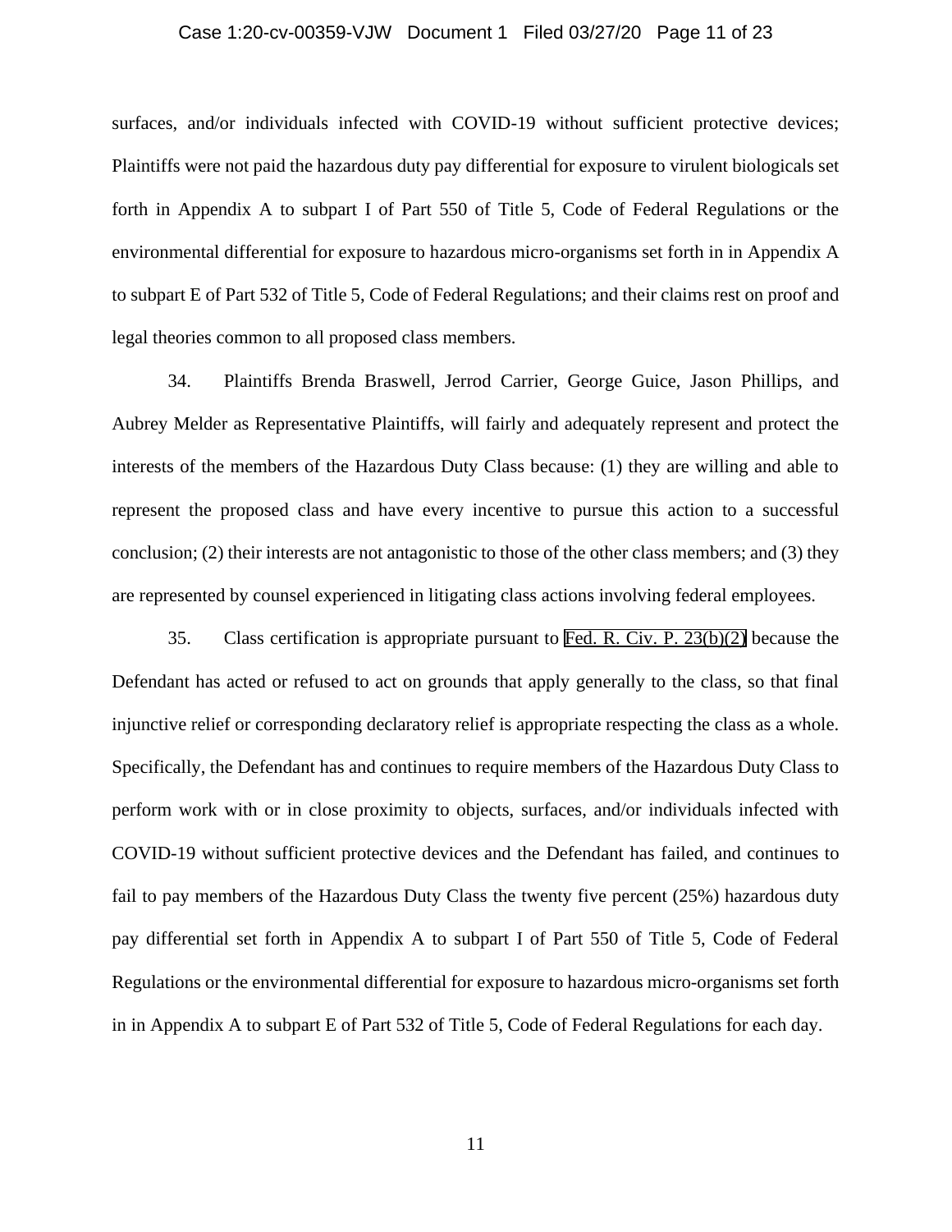surfaces, and/or individuals infected with COVID-19 without sufficient protective devices; Plaintiffs were not paid the hazardous duty pay differential for exposure to virulent biologicals set forth in Appendix A to subpart I of Part 550 of Title 5, Code of Federal Regulations or the environmental differential for exposure to hazardous micro-organisms set forth in in Appendix A to subpart E of Part 532 of Title 5, Code of Federal Regulations; and their claims rest on proof and legal theories common to all proposed class members.

34. Plaintiffs Brenda Braswell, Jerrod Carrier, George Guice, Jason Phillips, and Aubrey Melder as Representative Plaintiffs, will fairly and adequately represent and protect the interests of the members of the Hazardous Duty Class because: (1) they are willing and able to represent the proposed class and have every incentive to pursue this action to a successful conclusion; (2) their interests are not antagonistic to those of the other class members; and (3) they are represented by counsel experienced in litigating class actions involving federal employees.

35. Class certification is appropriate pursuant to Fed. R. Civ. P. 23(b)(2) because the Defendant has acted or refused to act on grounds that apply generally to the class, so that final injunctive relief or corresponding declaratory relief is appropriate respecting the class as a whole. Specifically, the Defendant has and continues to require members of the Hazardous Duty Class to perform work with or in close proximity to objects, surfaces, and/or individuals infected with COVID-19 without sufficient protective devices and the Defendant has failed, and continues to fail to pay members of the Hazardous Duty Class the twenty five percent (25%) hazardous duty pay differential set forth in Appendix A to subpart I of Part 550 of Title 5, Code of Federal Regulations or the environmental differential for exposure to hazardous micro-organisms set forth in in Appendix A to subpart E of Part 532 of Title 5, Code of Federal Regulations for each day.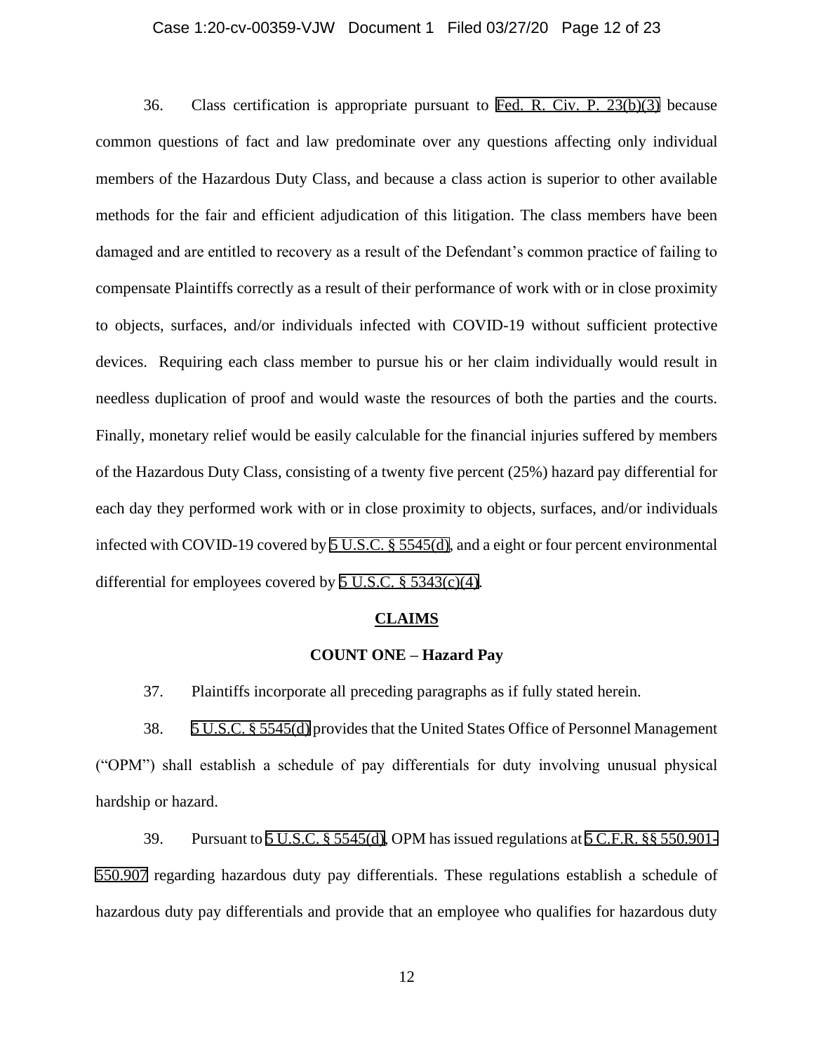36. Class certification is appropriate pursuant to Fed. R. Civ. P. 23(b)(3) because common questions of fact and law predominate over any questions affecting only individual members of the Hazardous Duty Class, and because a class action is superior to other available methods for the fair and efficient adjudication of this litigation. The class members have been damaged and are entitled to recovery as a result of the Defendant's common practice of failing to compensate Plaintiffs correctly as a result of their performance of work with or in close proximity to objects, surfaces, and/or individuals infected with COVID-19 without sufficient protective devices. Requiring each class member to pursue his or her claim individually would result in needless duplication of proof and would waste the resources of both the parties and the courts. Finally, monetary relief would be easily calculable for the financial injuries suffered by members of the Hazardous Duty Class, consisting of a twenty five percent (25%) hazard pay differential for each day they performed work with or in close proximity to objects, surfaces, and/or individuals infected with COVID-19 covered by 5 U.S.C. § 5545(d), and a eight or four percent environmental differential for employees covered by 5 U.S.C. § 5343(c)(4).

**CLAIMS**

**COUNT ONE – Hazard Pay**

37. Plaintiffs incorporate all preceding paragraphs as if fully stated herein.

38. 5 U.S.C. § 5545(d) provides that the United States Office of Personnel Management ("OPM") shall establish a schedule of pay differentials for duty involving unusual physical hardship or hazard.

39. Pursuant to 5 U.S.C. § 5545(d), OPM has issued regulations at 5 C.F.R. §§ 550.901-550.907 regarding hazardous duty pay differentials. These regulations establish a schedule of hazardous duty pay differentials and provide that an employee who qualifies for hazardous duty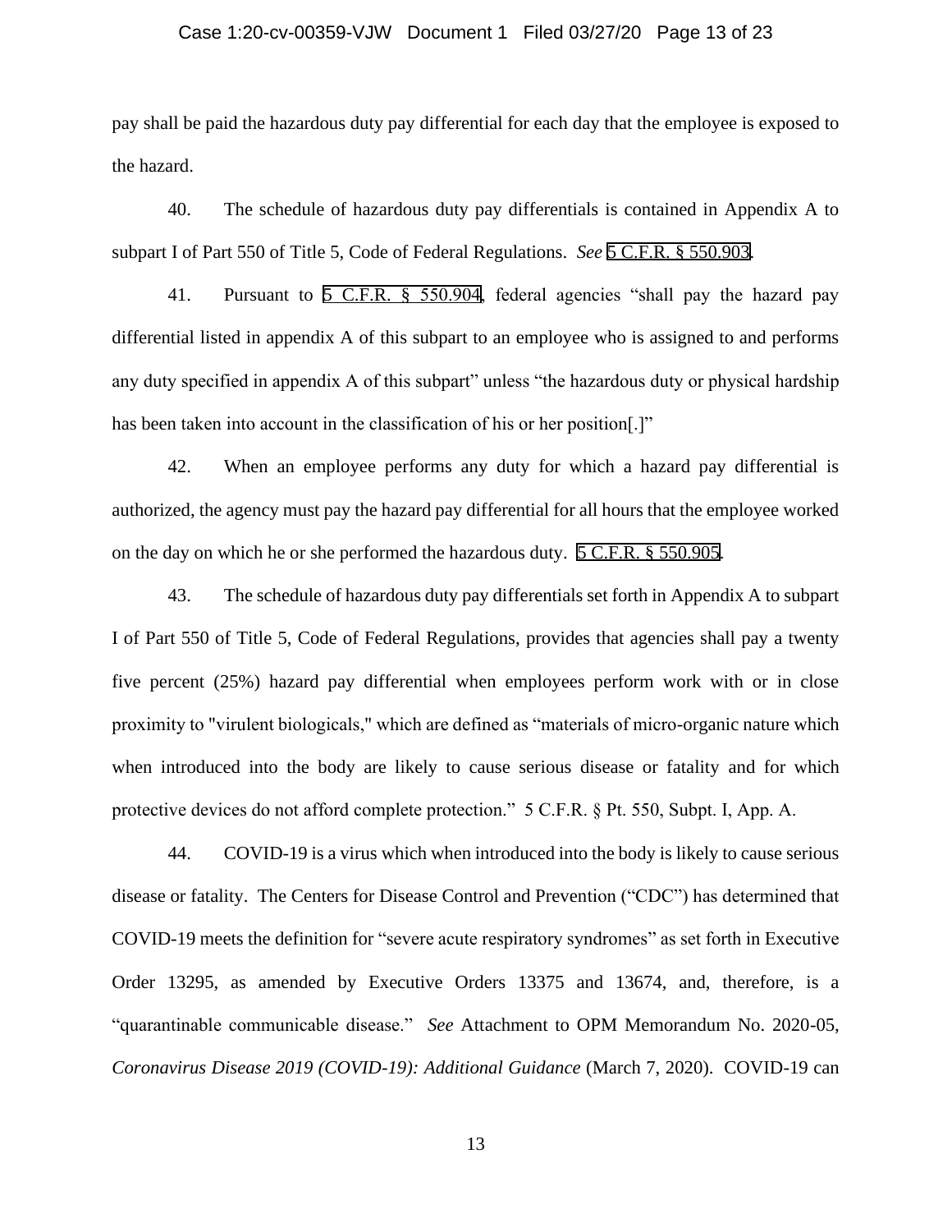pay shall be paid the hazardous duty pay differential for each day that the employee is exposed to the hazard.

40. The schedule of hazardous duty pay differentials is contained in Appendix A to subpart I of Part 550 of Title 5, Code of Federal Regulations. *See* 5 C.F.R. § 550.903.

41. Pursuant to 5 C.F.R. § 550.904, federal agencies "shall pay the hazard pay differential listed in appendix A of this subpart to an employee who is assigned to and performs any duty specified in appendix A of this subpart" unless "the hazardous duty or physical hardship has been taken into account in the classification of his or her position[.]"

42. When an employee performs any duty for which a hazard pay differential is authorized, the agency must pay the hazard pay differential for all hours that the employee worked on the day on which he or she performed the hazardous duty. 5 C.F.R. § 550.905.

43. The schedule of hazardous duty pay differentials set forth in Appendix A to subpart I of Part 550 of Title 5, Code of Federal Regulations, provides that agencies shall pay a twenty five percent (25%) hazard pay differential when employees perform work with or in close proximity to "virulent biologicals," which are defined as "materials of micro-organic nature which when introduced into the body are likely to cause serious disease or fatality and for which protective devices do not afford complete protection." 5 C.F.R. § Pt. 550, Subpt. I, App. A.

44. COVID-19 is a virus which when introduced into the body is likely to cause serious disease or fatality. The Centers for Disease Control and Prevention ("CDC") has determined that COVID-19 meets the definition for "severe acute respiratory syndromes" as set forth in Executive Order 13295, as amended by Executive Orders 13375 and 13674, and, therefore, is a "quarantinable communicable disease." *See* Attachment to OPM Memorandum No. 2020-05, *Coronavirus Disease 2019 (COVID-19): Additional Guidance* (March 7, 2020). COVID-19 can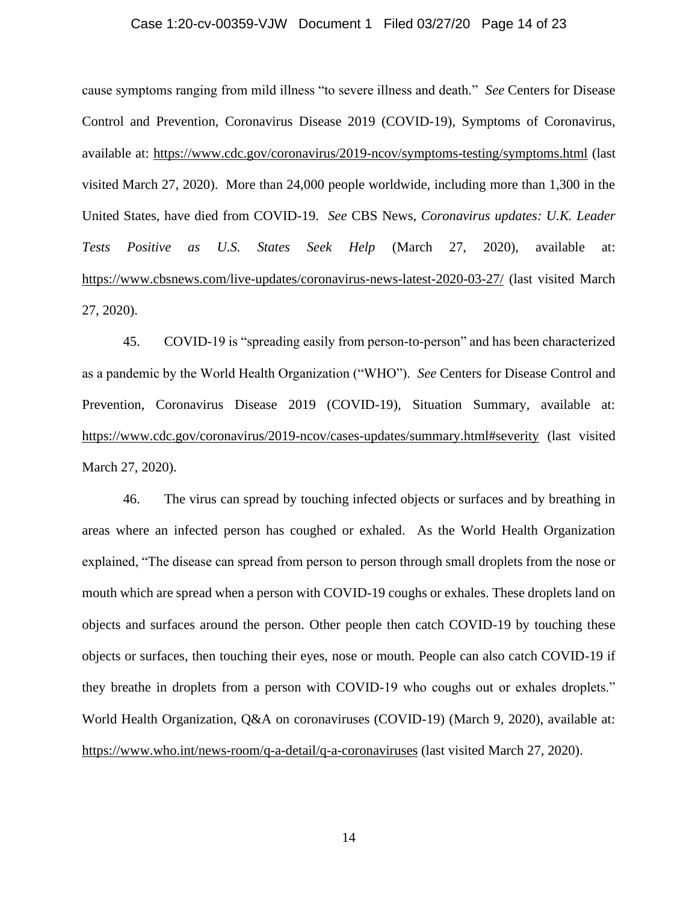cause symptoms ranging from mild illness "to severe illness and death." *See* Centers for Disease Control and Prevention, Coronavirus Disease 2019 (COVID-19), Symptoms of Coronavirus, available at: https://www.cdc.gov/coronavirus/2019-ncov/symptoms-testing/symptoms.html (last visited March 27, 2020). More than 24,000 people worldwide, including more than 1,300 in the United States, have died from COVID-19. *See* CBS News, *Coronavirus updates: U.K. Leader Tests Positive as U.S. States Seek Help* (March 27, 2020), available at: https://www.cbsnews.com/live-updates/coronavirus-news-latest-2020-03-27/ (last visited March 27, 2020).

45. COVID-19 is "spreading easily from person-to-person" and has been characterized as a pandemic by the World Health Organization ("WHO"). *See* Centers for Disease Control and Prevention, Coronavirus Disease 2019 (COVID-19), Situation Summary, available at: https://www.cdc.gov/coronavirus/2019-ncov/cases-updates/summary.html#severity (last visited March 27, 2020).

46. The virus can spread by touching infected objects or surfaces and by breathing in areas where an infected person has coughed or exhaled. As the World Health Organization explained, "The disease can spread from person to person through small droplets from the nose or mouth which are spread when a person with COVID-19 coughs or exhales. These droplets land on objects and surfaces around the person. Other people then catch COVID-19 by touching these objects or surfaces, then touching their eyes, nose or mouth. People can also catch COVID-19 if they breathe in droplets from a person with COVID-19 who coughs out or exhales droplets." World Health Organization, Q&A on coronaviruses (COVID-19) (March 9, 2020), available at: https://www.who.int/news-room/q-a-detail/q-a-coronaviruses (last visited March 27, 2020).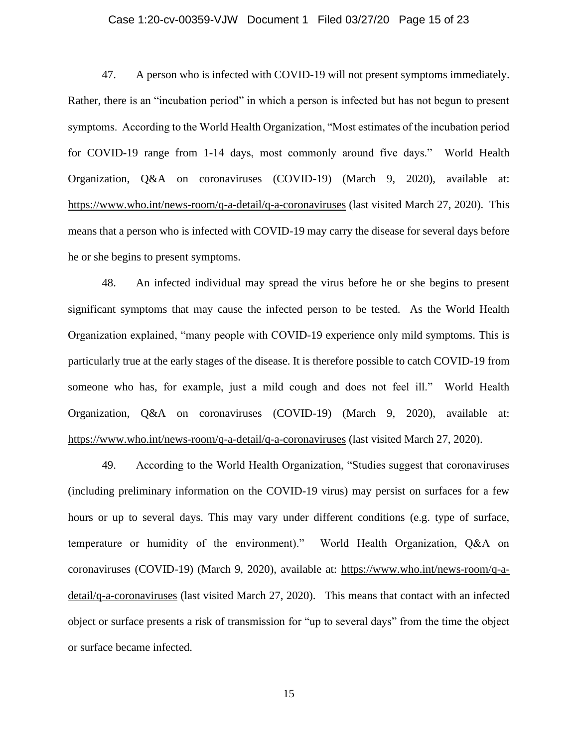47. A person who is infected with COVID-19 will not present symptoms immediately. Rather, there is an "incubation period" in which a person is infected but has not begun to present symptoms. According to the World Health Organization, "Most estimates of the incubation period for COVID-19 range from 1-14 days, most commonly around five days." World Health Organization, Q&A on coronaviruses (COVID-19) (March 9, 2020), available at: https://www.who.int/news-room/q-a-detail/q-a-coronaviruses (last visited March 27, 2020). This means that a person who is infected with COVID-19 may carry the disease for several days before he or she begins to present symptoms.

48. An infected individual may spread the virus before he or she begins to present significant symptoms that may cause the infected person to be tested. As the World Health Organization explained, "many people with COVID-19 experience only mild symptoms. This is particularly true at the early stages of the disease. It is therefore possible to catch COVID-19 from someone who has, for example, just a mild cough and does not feel ill." World Health Organization, Q&A on coronaviruses (COVID-19) (March 9, 2020), available at: https://www.who.int/news-room/q-a-detail/q-a-coronaviruses (last visited March 27, 2020).

49. According to the World Health Organization, "Studies suggest that coronaviruses (including preliminary information on the COVID-19 virus) may persist on surfaces for a few hours or up to several days. This may vary under different conditions (e.g. type of surface, temperature or humidity of the environment)." World Health Organization, Q&A on coronaviruses (COVID-19) (March 9, 2020), available at: https://www.who.int/news-room/q-a-detail/q-a-coronaviruses (last visited March 27, 2020). This means that contact with an infected object or surface presents a risk of transmission for "up to several days" from the time the object or surface became infected.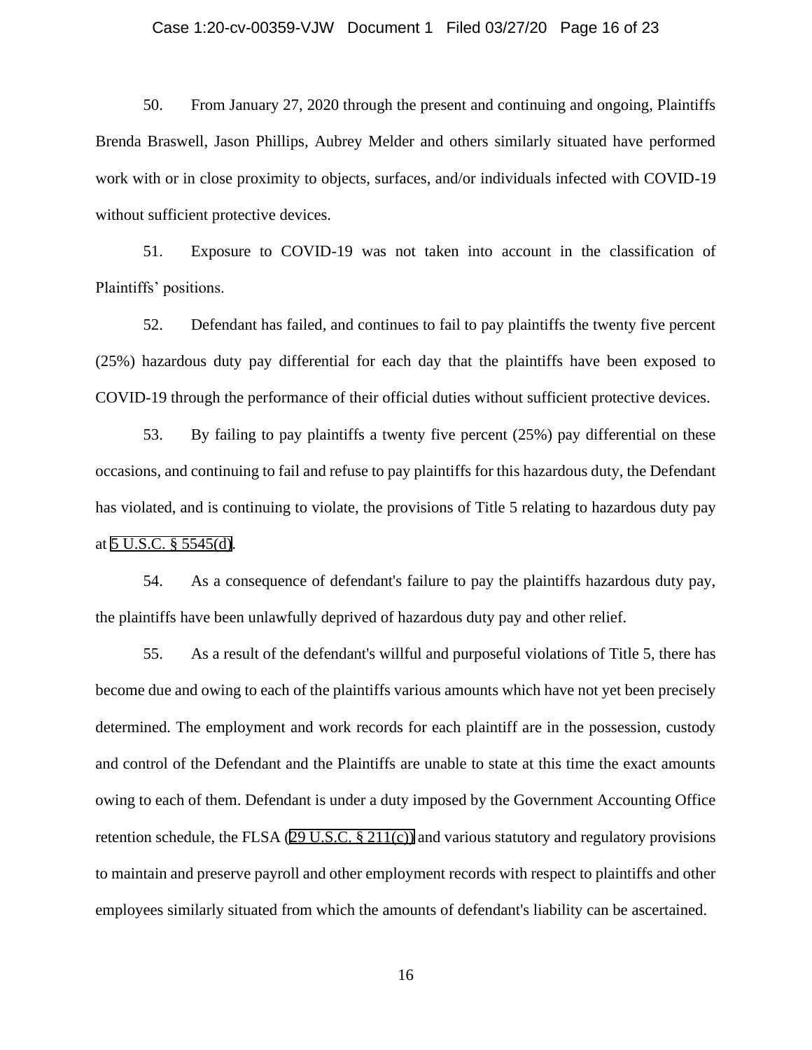50. From January 27, 2020 through the present and continuing and ongoing, Plaintiffs Brenda Braswell, Jason Phillips, Aubrey Melder and others similarly situated have performed work with or in close proximity to objects, surfaces, and/or individuals infected with COVID-19 without sufficient protective devices.

51. Exposure to COVID-19 was not taken into account in the classification of Plaintiffs' positions.

52. Defendant has failed, and continues to fail to pay plaintiffs the twenty five percent (25%) hazardous duty pay differential for each day that the plaintiffs have been exposed to COVID-19 through the performance of their official duties without sufficient protective devices.

53. By failing to pay plaintiffs a twenty five percent (25%) pay differential on these occasions, and continuing to fail and refuse to pay plaintiffs for this hazardous duty, the Defendant has violated, and is continuing to violate, the provisions of Title 5 relating to hazardous duty pay at 5 U.S.C. § 5545(d).

54. As a consequence of defendant's failure to pay the plaintiffs hazardous duty pay, the plaintiffs have been unlawfully deprived of hazardous duty pay and other relief.

55. As a result of the defendant's willful and purposeful violations of Title 5, there has become due and owing to each of the plaintiffs various amounts which have not yet been precisely determined. The employment and work records for each plaintiff are in the possession, custody and control of the Defendant and the Plaintiffs are unable to state at this time the exact amounts owing to each of them. Defendant is under a duty imposed by the Government Accounting Office retention schedule, the FLSA (29 U.S.C. § 211(c)) and various statutory and regulatory provisions to maintain and preserve payroll and other employment records with respect to plaintiffs and other employees similarly situated from which the amounts of defendant's liability can be ascertained.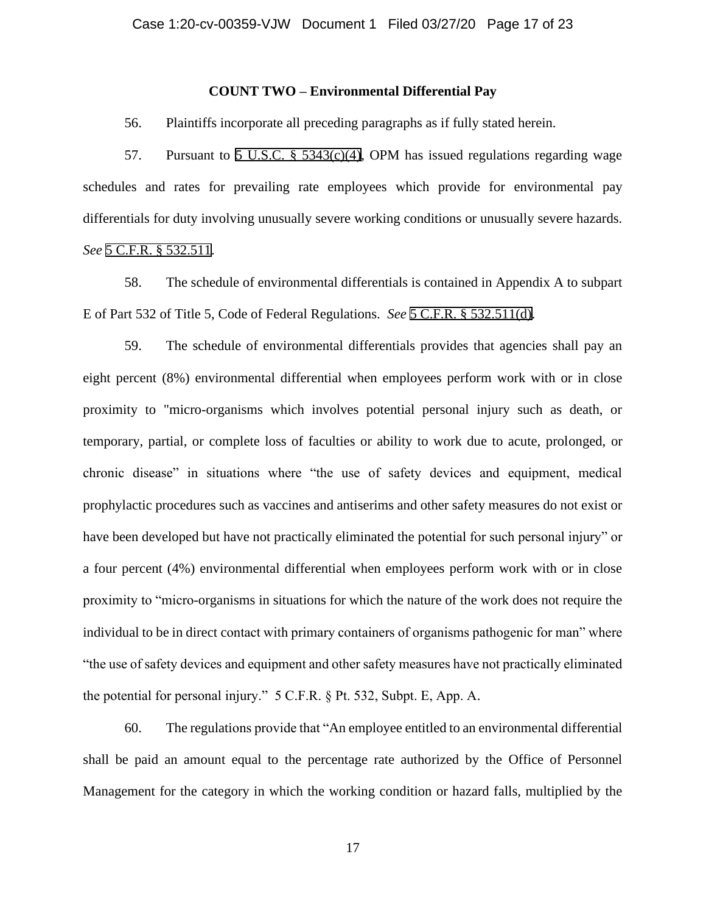**COUNT TWO – Environmental Differential Pay**

56. Plaintiffs incorporate all preceding paragraphs as if fully stated herein.

57. Pursuant to 5 U.S.C. § 5343(c)(4), OPM has issued regulations regarding wage schedules and rates for prevailing rate employees which provide for environmental pay differentials for duty involving unusually severe working conditions or unusually severe hazards. *See* 5 C.F.R. § 532.511.

58. The schedule of environmental differentials is contained in Appendix A to subpart E of Part 532 of Title 5, Code of Federal Regulations. *See* 5 C.F.R. § 532.511(d).

59. The schedule of environmental differentials provides that agencies shall pay an eight percent (8%) environmental differential when employees perform work with or in close proximity to "micro-organisms which involves potential personal injury such as death, or temporary, partial, or complete loss of faculties or ability to work due to acute, prolonged, or chronic disease" in situations where "the use of safety devices and equipment, medical prophylactic procedures such as vaccines and antiserims and other safety measures do not exist or have been developed but have not practically eliminated the potential for such personal injury" or a four percent (4%) environmental differential when employees perform work with or in close proximity to "micro-organisms in situations for which the nature of the work does not require the individual to be in direct contact with primary containers of organisms pathogenic for man" where "the use of safety devices and equipment and other safety measures have not practically eliminated the potential for personal injury." 5 C.F.R. § Pt. 532, Subpt. E, App. A.

60. The regulations provide that "An employee entitled to an environmental differential shall be paid an amount equal to the percentage rate authorized by the Office of Personnel Management for the category in which the working condition or hazard falls, multiplied by the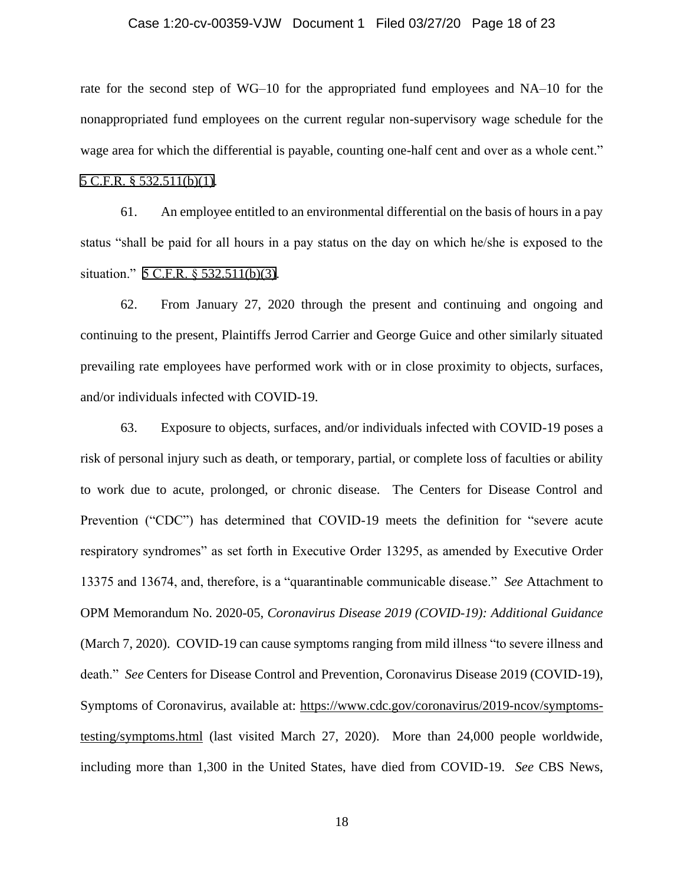rate for the second step of WG–10 for the appropriated fund employees and NA–10 for the nonappropriated fund employees on the current regular non-supervisory wage schedule for the wage area for which the differential is payable, counting one-half cent and over as a whole cent." 5 C.F.R. § 532.511(b)(1).

61. An employee entitled to an environmental differential on the basis of hours in a pay status "shall be paid for all hours in a pay status on the day on which he/she is exposed to the situation." 5 C.F.R. § 532.511(b)(3).

62. From January 27, 2020 through the present and continuing and ongoing and continuing to the present, Plaintiffs Jerrod Carrier and George Guice and other similarly situated prevailing rate employees have performed work with or in close proximity to objects, surfaces, and/or individuals infected with COVID-19.

63. Exposure to objects, surfaces, and/or individuals infected with COVID-19 poses a risk of personal injury such as death, or temporary, partial, or complete loss of faculties or ability to work due to acute, prolonged, or chronic disease. The Centers for Disease Control and Prevention ("CDC") has determined that COVID-19 meets the definition for "severe acute respiratory syndromes" as set forth in Executive Order 13295, as amended by Executive Order 13375 and 13674, and, therefore, is a "quarantinable communicable disease." *See* Attachment to OPM Memorandum No. 2020-05, *Coronavirus Disease 2019 (COVID-19): Additional Guidance* (March 7, 2020). COVID-19 can cause symptoms ranging from mild illness "to severe illness and death." *See* Centers for Disease Control and Prevention, Coronavirus Disease 2019 (COVID-19), Symptoms of Coronavirus, available at: https://www.cdc.gov/coronavirus/2019-ncov/symptoms-testing/symptoms.html (last visited March 27, 2020). More than 24,000 people worldwide, including more than 1,300 in the United States, have died from COVID-19. *See* CBS News,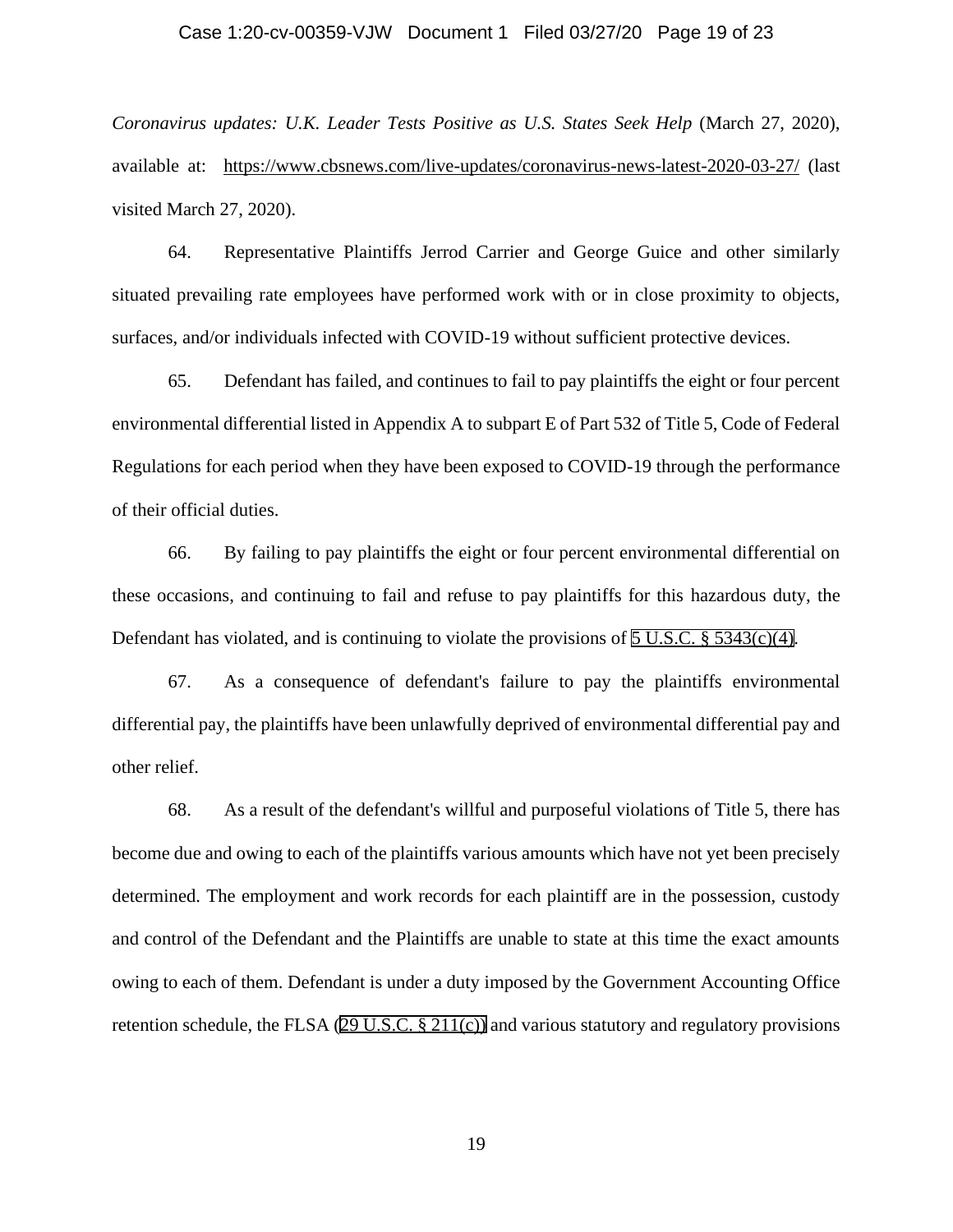*Coronavirus updates: U.K. Leader Tests Positive as U.S. States Seek Help* (March 27, 2020), available at: https://www.cbsnews.com/live-updates/coronavirus-news-latest-2020-03-27/ (last visited March 27, 2020).

64. Representative Plaintiffs Jerrod Carrier and George Guice and other similarly situated prevailing rate employees have performed work with or in close proximity to objects, surfaces, and/or individuals infected with COVID-19 without sufficient protective devices.

65. Defendant has failed, and continues to fail to pay plaintiffs the eight or four percent environmental differential listed in Appendix A to subpart E of Part 532 of Title 5, Code of Federal Regulations for each period when they have been exposed to COVID-19 through the performance of their official duties.

66. By failing to pay plaintiffs the eight or four percent environmental differential on these occasions, and continuing to fail and refuse to pay plaintiffs for this hazardous duty, the Defendant has violated, and is continuing to violate the provisions of 5 U.S.C. § 5343(c)(4).

67. As a consequence of defendant's failure to pay the plaintiffs environmental differential pay, the plaintiffs have been unlawfully deprived of environmental differential pay and other relief.

68. As a result of the defendant's willful and purposeful violations of Title 5, there has become due and owing to each of the plaintiffs various amounts which have not yet been precisely determined. The employment and work records for each plaintiff are in the possession, custody and control of the Defendant and the Plaintiffs are unable to state at this time the exact amounts owing to each of them. Defendant is under a duty imposed by the Government Accounting Office retention schedule, the FLSA (29 U.S.C. § 211(c)) and various statutory and regulatory provisions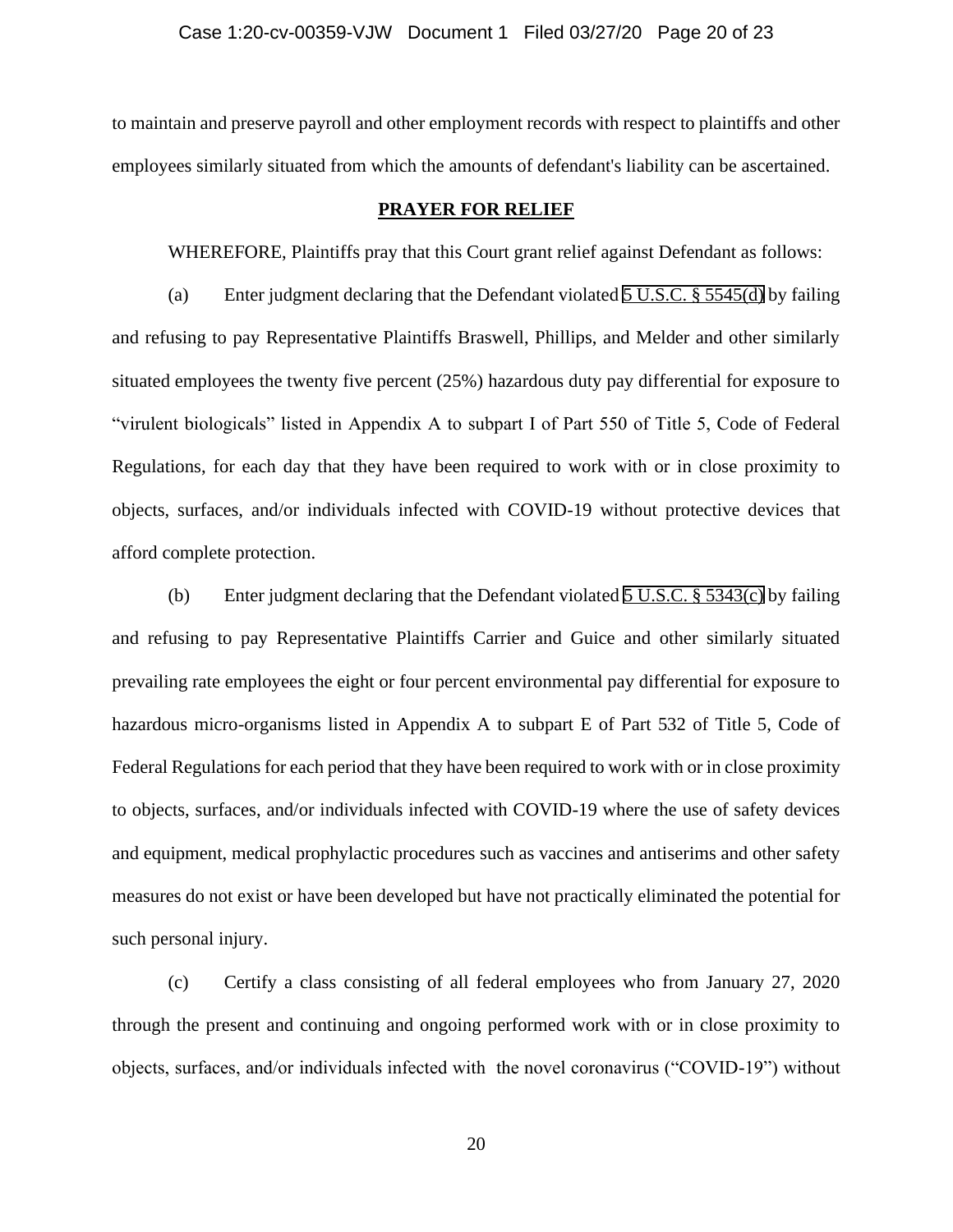to maintain and preserve payroll and other employment records with respect to plaintiffs and other employees similarly situated from which the amounts of defendant's liability can be ascertained.

## PRAYER FOR RELIEF

WHEREFORE, Plaintiffs pray that this Court grant relief against Defendant as follows:

(a) Enter judgment declaring that the Defendant violated 5 U.S.C. § 5545(d) by failing and refusing to pay Representative Plaintiffs Braswell, Phillips, and Melder and other similarly situated employees the twenty five percent (25%) hazardous duty pay differential for exposure to "virulent biologicals" listed in Appendix A to subpart I of Part 550 of Title 5, Code of Federal Regulations, for each day that they have been required to work with or in close proximity to objects, surfaces, and/or individuals infected with COVID-19 without protective devices that afford complete protection.

(b) Enter judgment declaring that the Defendant violated 5 U.S.C. § 5343(c) by failing and refusing to pay Representative Plaintiffs Carrier and Guice and other similarly situated prevailing rate employees the eight or four percent environmental pay differential for exposure to hazardous micro-organisms listed in Appendix A to subpart E of Part 532 of Title 5, Code of Federal Regulations for each period that they have been required to work with or in close proximity to objects, surfaces, and/or individuals infected with COVID-19 where the use of safety devices and equipment, medical prophylactic procedures such as vaccines and antiserims and other safety measures do not exist or have been developed but have not practically eliminated the potential for such personal injury.

(c) Certify a class consisting of all federal employees who from January 27, 2020 through the present and continuing and ongoing performed work with or in close proximity to objects, surfaces, and/or individuals infected with the novel coronavirus ("COVID-19") without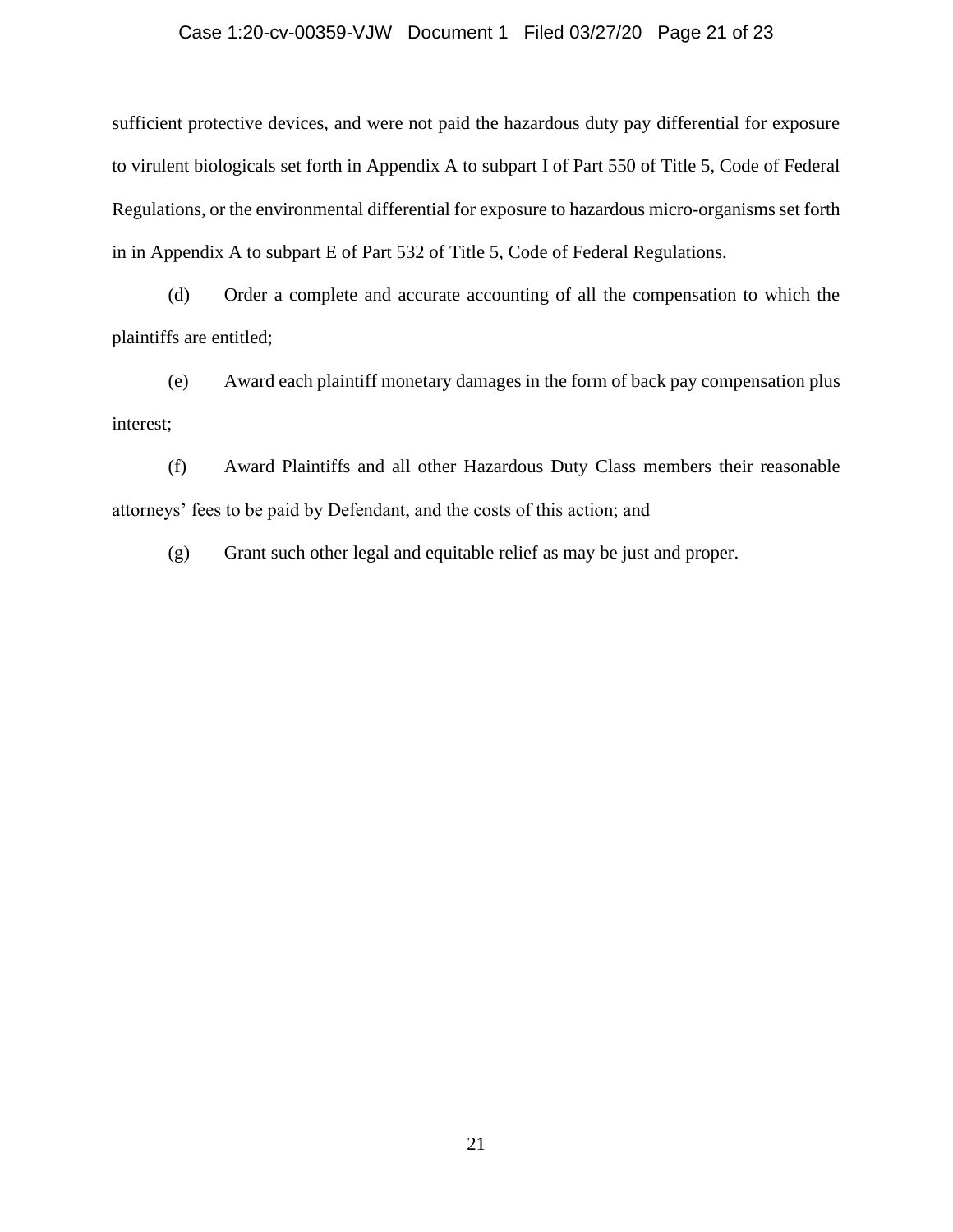sufficient protective devices, and were not paid the hazardous duty pay differential for exposure to virulent biologicals set forth in Appendix A to subpart I of Part 550 of Title 5, Code of Federal Regulations, or the environmental differential for exposure to hazardous micro-organisms set forth in in Appendix A to subpart E of Part 532 of Title 5, Code of Federal Regulations.

(d) Order a complete and accurate accounting of all the compensation to which the plaintiffs are entitled;

(e) Award each plaintiff monetary damages in the form of back pay compensation plus interest;

(f) Award Plaintiffs and all other Hazardous Duty Class members their reasonable attorneys' fees to be paid by Defendant, and the costs of this action; and

(g) Grant such other legal and equitable relief as may be just and proper.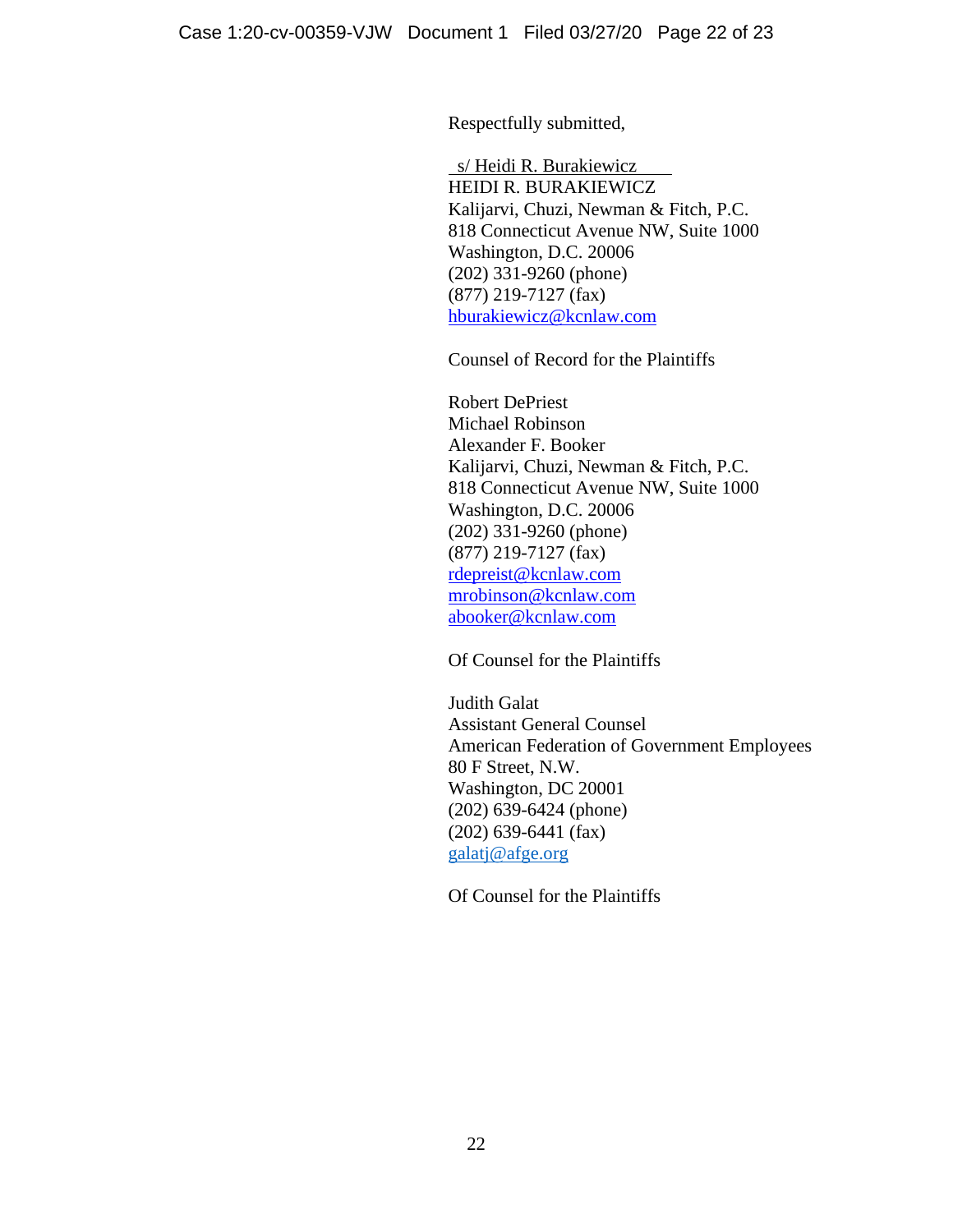Respectfully submitted,

s/ Heidi R. Burakiewicz  
HEIDI R. BURAKIEWICZ  
Kalijarvi, Chuzi, Newman & Fitch, P.C.  
818 Connecticut Avenue NW, Suite 1000  
Washington, D.C. 20006  
(202) 331-9260 (phone)  
(877) 219-7127 (fax)  
hburakiewicz@kcnlaw.com

Counsel of Record for the Plaintiffs

Robert DePriest  
Michael Robinson  
Alexander F. Booker  
Kalijarvi, Chuzi, Newman & Fitch, P.C.  
818 Connecticut Avenue NW, Suite 1000  
Washington, D.C. 20006  
(202) 331-9260 (phone)  
(877) 219-7127 (fax)  
rdepreist@kcnlaw.com  
mrobinson@kcnlaw.com  
abooker@kcnlaw.com

Of Counsel for the Plaintiffs

Judith Galat  
Assistant General Counsel  
American Federation of Government Employees  
80 F Street, N.W.  
Washington, DC 20001  
(202) 639-6424 (phone)  
(202) 639-6441 (fax)  
galatj@afge.org

Of Counsel for the Plaintiffs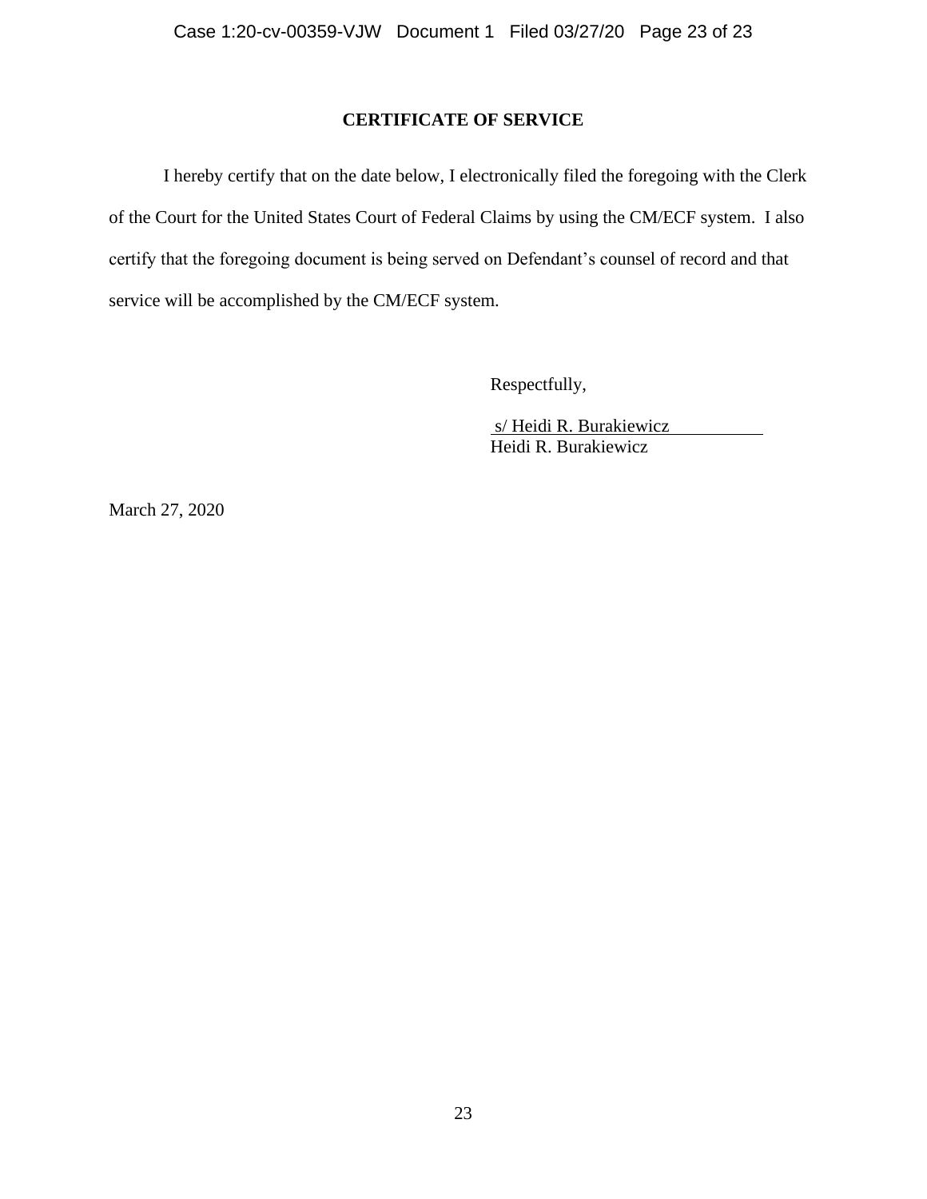## CERTIFICATE OF SERVICE

I hereby certify that on the date below, I electronically filed the foregoing with the Clerk of the Court for the United States Court of Federal Claims by using the CM/ECF system. I also certify that the foregoing document is being served on Defendant's counsel of record and that service will be accomplished by the CM/ECF system.

Respectfully,

s/ Heidi R. Burakiewicz
Heidi R. Burakiewicz

March 27, 2020